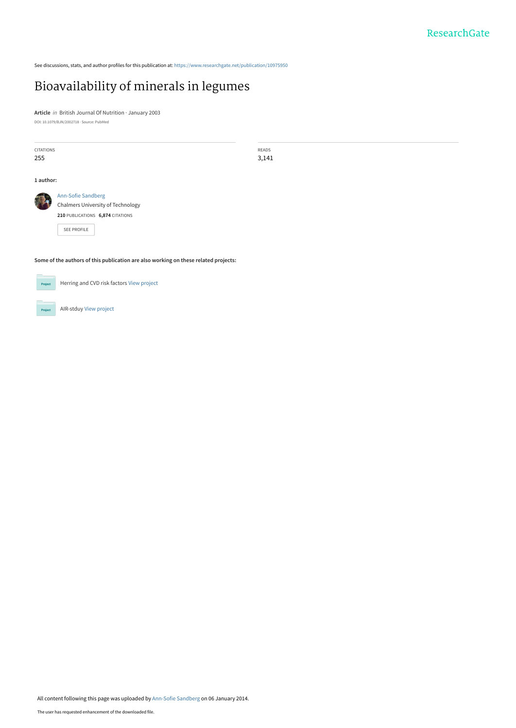See discussions, stats, and author profiles for this publication at: https://www.researchgate.net/publication/10975950

# Bioavailability of minerals in legumes

**Article** *in* British Journal Of Nutrition · January 2003

DOI: 10.1079/BJN/2002718 · Source: PubMed

| CITATIONS | READS |
| --- | --- |
| 255 | 3,141 |

**1 author:**

Ann-Sofie Sandberg
Chalmers University of Technology
**210** PUBLICATIONS **6,874** CITATIONS

SEE PROFILE

**Some of the authors of this publication are also working on these related projects:**

Herring and CVD risk factors View project

AIR-stduy View project

All content following this page was uploaded by Ann-Sofie Sandberg on 06 January 2014.

The user has requested enhancement of the downloaded file.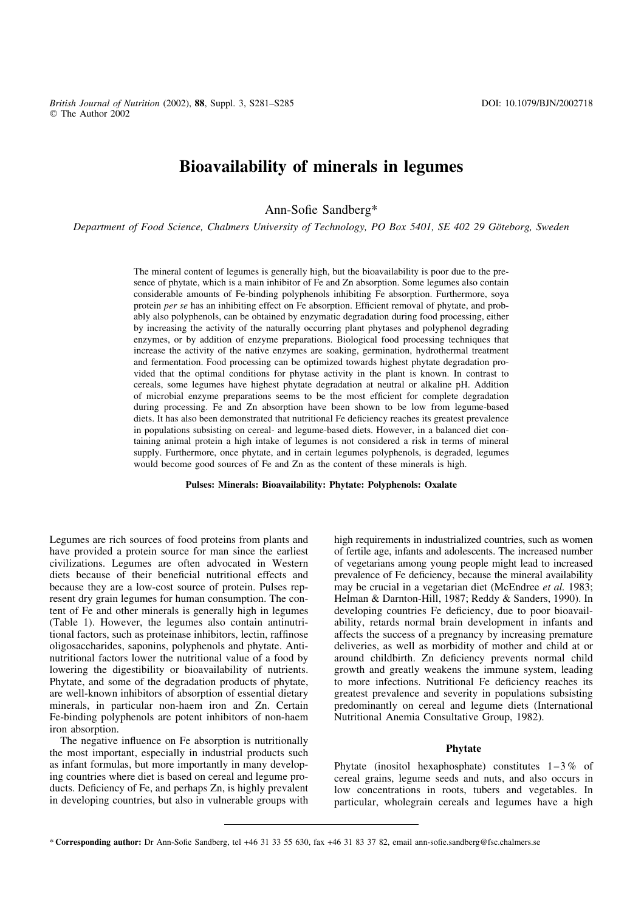# Bioavailability of minerals in legumes

Ann-Sofie Sandberg*

*Department of Food Science, Chalmers University of Technology, PO Box 5401, SE 402 29 Göteborg, Sweden*

The mineral content of legumes is generally high, but the bioavailability is poor due to the presence of phytate, which is a main inhibitor of Fe and Zn absorption. Some legumes also contain considerable amounts of Fe-binding polyphenols inhibiting Fe absorption. Furthermore, soya protein *per se* has an inhibiting effect on Fe absorption. Efficient removal of phytate, and probably also polyphenols, can be obtained by enzymatic degradation during food processing, either by increasing the activity of the naturally occurring plant phytases and polyphenol degrading enzymes, or by addition of enzyme preparations. Biological food processing techniques that increase the activity of the native enzymes are soaking, germination, hydrothermal treatment and fermentation. Food processing can be optimized towards highest phytate degradation provided that the optimal conditions for phytase activity in the plant is known. In contrast to cereals, some legumes have highest phytate degradation at neutral or alkaline pH. Addition of microbial enzyme preparations seems to be the most efficient for complete degradation during processing. Fe and Zn absorption have been shown to be low from legume-based diets. It has also been demonstrated that nutritional Fe deficiency reaches its greatest prevalence in populations subsisting on cereal- and legume-based diets. However, in a balanced diet containing animal protein a high intake of legumes is not considered a risk in terms of mineral supply. Furthermore, once phytate, and in certain legumes polyphenols, is degraded, legumes would become good sources of Fe and Zn as the content of these minerals is high.

**Pulses: Minerals: Bioavailability: Phytate: Polyphenols: Oxalate**

Legumes are rich sources of food proteins from plants and have provided a protein source for man since the earliest civilizations. Legumes are often advocated in Western diets because of their beneficial nutritional effects and because they are a low-cost source of protein. Pulses represent dry grain legumes for human consumption. The content of Fe and other minerals is generally high in legumes (Table 1). However, the legumes also contain antinutritional factors, such as proteinase inhibitors, lectin, raffinose oligosaccharides, saponins, polyphenols and phytate. Antinutritional factors lower the nutritional value of a food by lowering the digestibility or bioavailability of nutrients. Phytate, and some of the degradation products of phytate, are well-known inhibitors of absorption of essential dietary minerals, in particular non-haem iron and Zn. Certain Fe-binding polyphenols are potent inhibitors of non-haem iron absorption.

The negative influence on Fe absorption is nutritionally the most important, especially in industrial products such as infant formulas, but more importantly in many developing countries where diet is based on cereal and legume products. Deficiency of Fe, and perhaps Zn, is highly prevalent in developing countries, but also in vulnerable groups with high requirements in industrialized countries, such as women of fertile age, infants and adolescents. The increased number of vegetarians among young people might lead to increased prevalence of Fe deficiency, because the mineral availability may be crucial in a vegetarian diet (McEndree *et al.* 1983; Helman & Darnton-Hill, 1987; Reddy & Sanders, 1990). In developing countries Fe deficiency, due to poor bioavailability, retards normal brain development in infants and affects the success of a pregnancy by increasing premature deliveries, as well as morbidity of mother and child at or around childbirth. Zn deficiency prevents normal child growth and greatly weakens the immune system, leading to more infections. Nutritional Fe deficiency reaches its greatest prevalence and severity in populations subsisting predominantly on cereal and legume diets (International Nutritional Anemia Consultative Group, 1982).

## Phytate

Phytate (inositol hexaphosphate) constitutes 1–3 % of cereal grains, legume seeds and nuts, and also occurs in low concentrations in roots, tubers and vegetables. In particular, wholegrain cereals and legumes have a high

\* **Corresponding author:** Dr Ann-Sofie Sandberg, tel +46 31 33 55 630, fax +46 31 83 37 82, email ann-sofie.sandberg@fsc.chalmers.se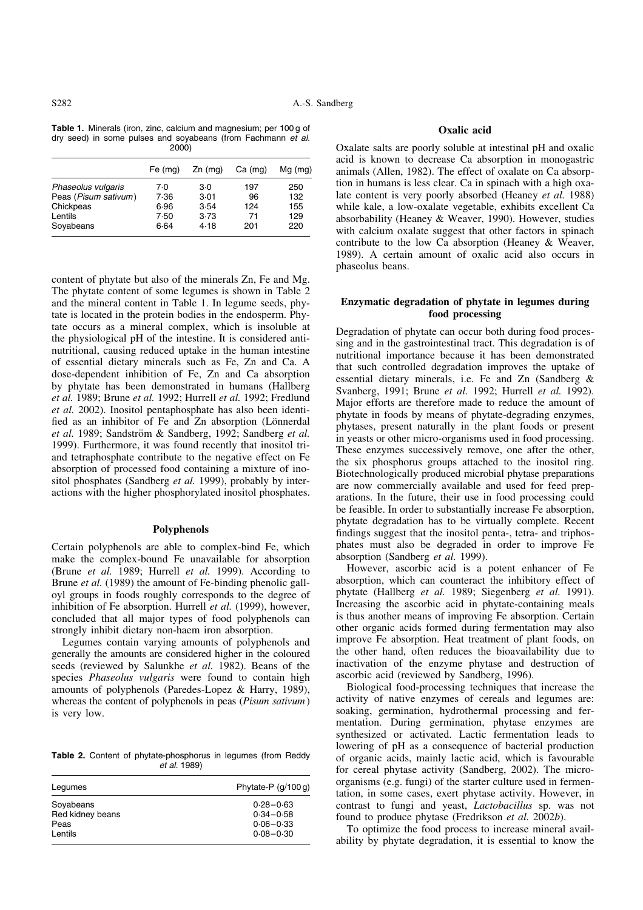**Table 1.** Minerals (iron, zinc, calcium and magnesium; per 100 g of dry seed) in some pulses and soyabeans (from Fachmann *et al.* 2000)

| | Fe (mg) | Zn (mg) | Ca (mg) | Mg (mg) |
|---|---|---|---|---|
| *Phaseolus vulgaris* | 7·0 | 3·0 | 197 | 250 |
| Peas (*Pisum sativum*) | 7·36 | 3·01 | 96 | 132 |
| Chickpeas | 6·96 | 3·54 | 124 | 155 |
| Lentils | 7·50 | 3·73 | 71 | 129 |
| Soyabeans | 6·64 | 4·18 | 201 | 220 |

content of phytate but also of the minerals Zn, Fe and Mg. The phytate content of some legumes is shown in Table 2 and the mineral content in Table 1. In legume seeds, phytate is located in the protein bodies in the endosperm. Phytate occurs as a mineral complex, which is insoluble at the physiological pH of the intestine. It is considered antinutritional, causing reduced uptake in the human intestine of essential dietary minerals such as Fe, Zn and Ca. A dose-dependent inhibition of Fe, Zn and Ca absorption by phytate has been demonstrated in humans (Hallberg *et al.* 1989; Brune *et al.* 1992; Hurrell *et al.* 1992; Fredlund *et al.* 2002). Inositol pentaphosphate has also been identified as an inhibitor of Fe and Zn absorption (Lönnerdal *et al.* 1989; Sandström & Sandberg, 1992; Sandberg *et al.* 1999). Furthermore, it was found recently that inositol tri- and tetraphosphate contribute to the negative effect on Fe absorption of processed food containing a mixture of inositol phosphates (Sandberg *et al.* 1999), probably by interactions with the higher phosphorylated inositol phosphates.

## Polyphenols

Certain polyphenols are able to complex-bind Fe, which make the complex-bound Fe unavailable for absorption (Brune *et al.* 1989; Hurrell *et al.* 1999). According to Brune *et al.* (1989) the amount of Fe-binding phenolic galloyl groups in foods roughly corresponds to the degree of inhibition of Fe absorption. Hurrell *et al.* (1999), however, concluded that all major types of food polyphenols can strongly inhibit dietary non-haem iron absorption.

Legumes contain varying amounts of polyphenols and generally the amounts are considered higher in the coloured seeds (reviewed by Salunkhe *et al.* 1982). Beans of the species *Phaseolus vulgaris* were found to contain high amounts of polyphenols (Paredes-Lopez & Harry, 1989), whereas the content of polyphenols in peas (*Pisum sativum*) is very low.

**Table 2.** Content of phytate-phosphorus in legumes (from Reddy *et al.* 1989)

| Legumes | Phytate-P (g/100 g) |
|---|---|
| Soyabeans | 0·28–0·63 |
| Red kidney beans | 0·34–0·58 |
| Peas | 0·06–0·33 |
| Lentils | 0·08–0·30 |

## Oxalic acid

Oxalate salts are poorly soluble at intestinal pH and oxalic acid is known to decrease Ca absorption in monogastric animals (Allen, 1982). The effect of oxalate on Ca absorption in humans is less clear. Ca in spinach with a high oxalate content is very poorly absorbed (Heaney *et al.* 1988) while kale, a low-oxalate vegetable, exhibits excellent Ca absorbability (Heaney & Weaver, 1990). However, studies with calcium oxalate suggest that other factors in spinach contribute to the low Ca absorption (Heaney & Weaver, 1989). A certain amount of oxalic acid also occurs in phaseolus beans.

## Enzymatic degradation of phytate in legumes during food processing

Degradation of phytate can occur both during food processing and in the gastrointestinal tract. This degradation is of nutritional importance because it has been demonstrated that such controlled degradation improves the uptake of essential dietary minerals, i.e. Fe and Zn (Sandberg & Svanberg, 1991; Brune *et al.* 1992; Hurrell *et al.* 1992). Major efforts are therefore made to reduce the amount of phytate in foods by means of phytate-degrading enzymes, phytases, present naturally in the plant foods or present in yeasts or other micro-organisms used in food processing. These enzymes successively remove, one after the other, the six phosphorus groups attached to the inositol ring. Biotechnologically produced microbial phytase preparations are now commercially available and used for feed preparations. In the future, their use in food processing could be feasible. In order to substantially increase Fe absorption, phytate degradation has to be virtually complete. Recent findings suggest that the inositol penta-, tetra- and triphosphates must also be degraded in order to improve Fe absorption (Sandberg *et al.* 1999).

However, ascorbic acid is a potent enhancer of Fe absorption, which can counteract the inhibitory effect of phytate (Hallberg *et al.* 1989; Siegenberg *et al.* 1991). Increasing the ascorbic acid in phytate-containing meals is thus another means of improving Fe absorption. Certain other organic acids formed during fermentation may also improve Fe absorption. Heat treatment of plant foods, on the other hand, often reduces the bioavailability due to inactivation of the enzyme phytase and destruction of ascorbic acid (reviewed by Sandberg, 1996).

Biological food-processing techniques that increase the activity of native enzymes of cereals and legumes are: soaking, germination, hydrothermal processing and fermentation. During germination, phytase enzymes are synthesized or activated. Lactic fermentation leads to lowering of pH as a consequence of bacterial production of organic acids, mainly lactic acid, which is favourable for cereal phytase activity (Sandberg, 2002). The micro-organisms (e.g. fungi) of the starter culture used in fermentation, in some cases, exert phytase activity. However, in contrast to fungi and yeast, *Lactobacillus* sp. was not found to produce phytase (Fredrikson *et al.* 2002*b*).

To optimize the food process to increase mineral availability by phytate degradation, it is essential to know the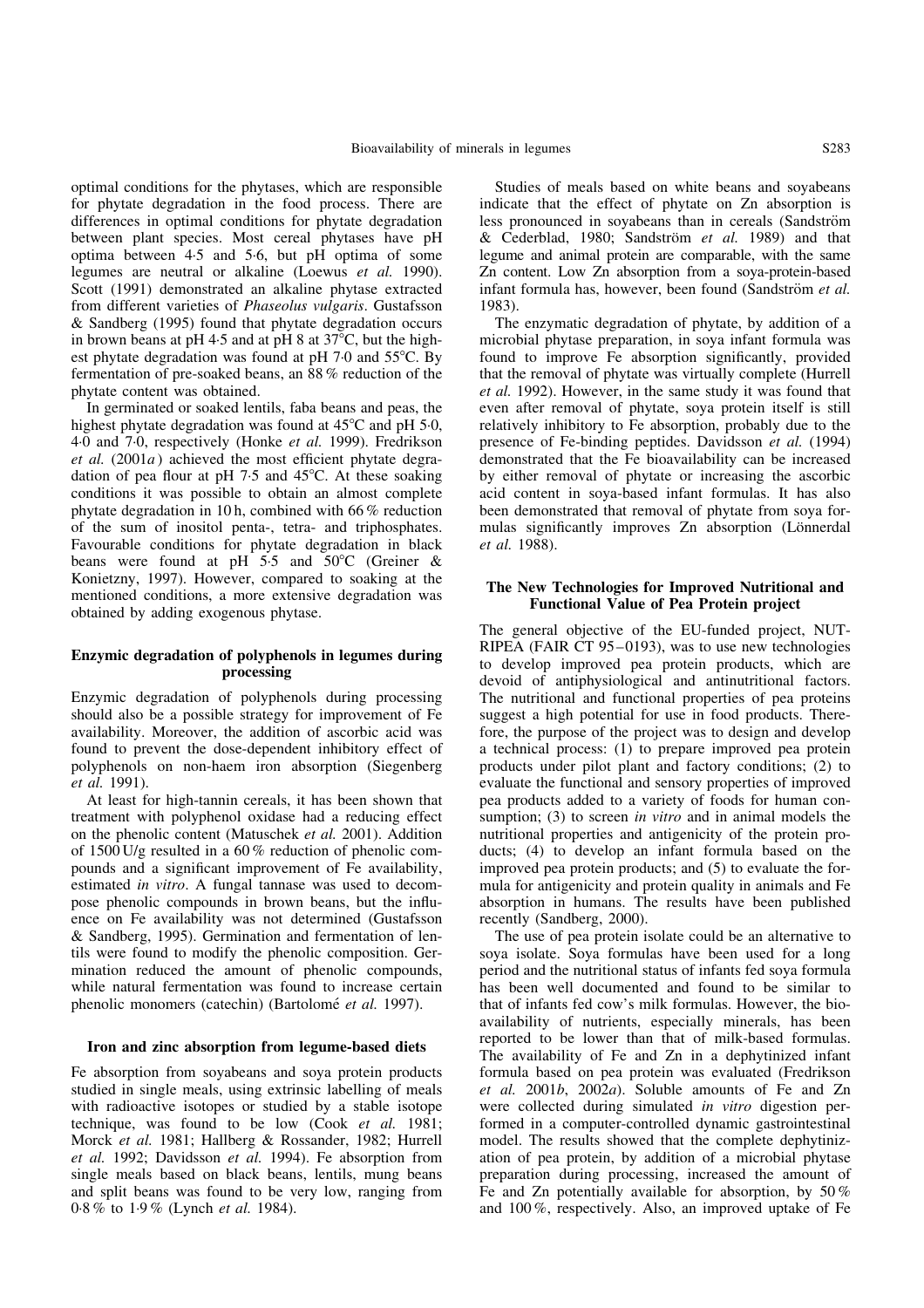optimal conditions for the phytases, which are responsible for phytate degradation in the food process. There are differences in optimal conditions for phytate degradation between plant species. Most cereal phytases have pH optima between 4·5 and 5·6, but pH optima of some legumes are neutral or alkaline (Loewus *et al.* 1990). Scott (1991) demonstrated an alkaline phytase extracted from different varieties of *Phaseolus vulgaris*. Gustafsson & Sandberg (1995) found that phytate degradation occurs in brown beans at pH 4·5 and at pH 8 at 37°C, but the highest phytate degradation was found at pH 7·0 and 55°C. By fermentation of pre-soaked beans, an 88 % reduction of the phytate content was obtained.

In germinated or soaked lentils, faba beans and peas, the highest phytate degradation was found at 45°C and pH 5·0, 4·0 and 7·0, respectively (Honke *et al.* 1999). Fredrikson *et al.* (2001*a*) achieved the most efficient phytate degradation of pea flour at pH 7·5 and 45°C. At these soaking conditions it was possible to obtain an almost complete phytate degradation in 10 h, combined with 66 % reduction of the sum of inositol penta-, tetra- and triphosphates. Favourable conditions for phytate degradation in black beans were found at pH 5·5 and 50°C (Greiner & Konietzny, 1997). However, compared to soaking at the mentioned conditions, a more extensive degradation was obtained by adding exogenous phytase.

### Enzymic degradation of polyphenols in legumes during processing

Enzymic degradation of polyphenols during processing should also be a possible strategy for improvement of Fe availability. Moreover, the addition of ascorbic acid was found to prevent the dose-dependent inhibitory effect of polyphenols on non-haem iron absorption (Siegenberg *et al.* 1991).

At least for high-tannin cereals, it has been shown that treatment with polyphenol oxidase had a reducing effect on the phenolic content (Matuschek *et al.* 2001). Addition of 1500 U/g resulted in a 60 % reduction of phenolic compounds and a significant improvement of Fe availability, estimated *in vitro*. A fungal tannase was used to decompose phenolic compounds in brown beans, but the influence on Fe availability was not determined (Gustafsson & Sandberg, 1995). Germination and fermentation of lentils were found to modify the phenolic composition. Germination reduced the amount of phenolic compounds, while natural fermentation was found to increase certain phenolic monomers (catechin) (Bartolomé *et al.* 1997).

### Iron and zinc absorption from legume-based diets

Fe absorption from soyabeans and soya protein products studied in single meals, using extrinsic labelling of meals with radioactive isotopes or studied by a stable isotope technique, was found to be low (Cook *et al.* 1981; Morck *et al.* 1981; Hallberg & Rossander, 1982; Hurrell *et al.* 1992; Davidsson *et al.* 1994). Fe absorption from single meals based on black beans, lentils, mung beans and split beans was found to be very low, ranging from 0·8 % to 1·9 % (Lynch *et al.* 1984).

Studies of meals based on white beans and soyabeans indicate that the effect of phytate on Zn absorption is less pronounced in soyabeans than in cereals (Sandström & Cederblad, 1980; Sandström *et al.* 1989) and that legume and animal protein are comparable, with the same Zn content. Low Zn absorption from a soya-protein-based infant formula has, however, been found (Sandström *et al.* 1983).

The enzymatic degradation of phytate, by addition of a microbial phytase preparation, in soya infant formula was found to improve Fe absorption significantly, provided that the removal of phytate was virtually complete (Hurrell *et al.* 1992). However, in the same study it was found that even after removal of phytate, soya protein itself is still relatively inhibitory to Fe absorption, probably due to the presence of Fe-binding peptides. Davidsson *et al.* (1994) demonstrated that the Fe bioavailability can be increased by either removal of phytate or increasing the ascorbic acid content in soya-based infant formulas. It has also been demonstrated that removal of phytate from soya formulas significantly improves Zn absorption (Lönnerdal *et al.* 1988).

### The New Technologies for Improved Nutritional and Functional Value of Pea Protein project

The general objective of the EU-funded project, NUTRIPEA (FAIR CT 95–0193), was to use new technologies to develop improved pea protein products, which are devoid of antiphysiological and antinutritional factors. The nutritional and functional properties of pea proteins suggest a high potential for use in food products. Therefore, the purpose of the project was to design and develop a technical process: (1) to prepare improved pea protein products under pilot plant and factory conditions; (2) to evaluate the functional and sensory properties of improved pea products added to a variety of foods for human consumption; (3) to screen *in vitro* and in animal models the nutritional properties and antigenicity of the protein products; (4) to develop an infant formula based on the improved pea protein products; and (5) to evaluate the formula for antigenicity and protein quality in animals and Fe absorption in humans. The results have been published recently (Sandberg, 2000).

The use of pea protein isolate could be an alternative to soya isolate. Soya formulas have been used for a long period and the nutritional status of infants fed soya formula has been well documented and found to be similar to that of infants fed cow's milk formulas. However, the bioavailability of nutrients, especially minerals, has been reported to be lower than that of milk-based formulas. The availability of Fe and Zn in a dephytinized infant formula based on pea protein was evaluated (Fredrikson *et al.* 2001*b*, 2002*a*). Soluble amounts of Fe and Zn were collected during simulated *in vitro* digestion performed in a computer-controlled dynamic gastrointestinal model. The results showed that the complete dephytinization of pea protein, by addition of a microbial phytase preparation during processing, increased the amount of Fe and Zn potentially available for absorption, by 50 % and 100 %, respectively. Also, an improved uptake of Fe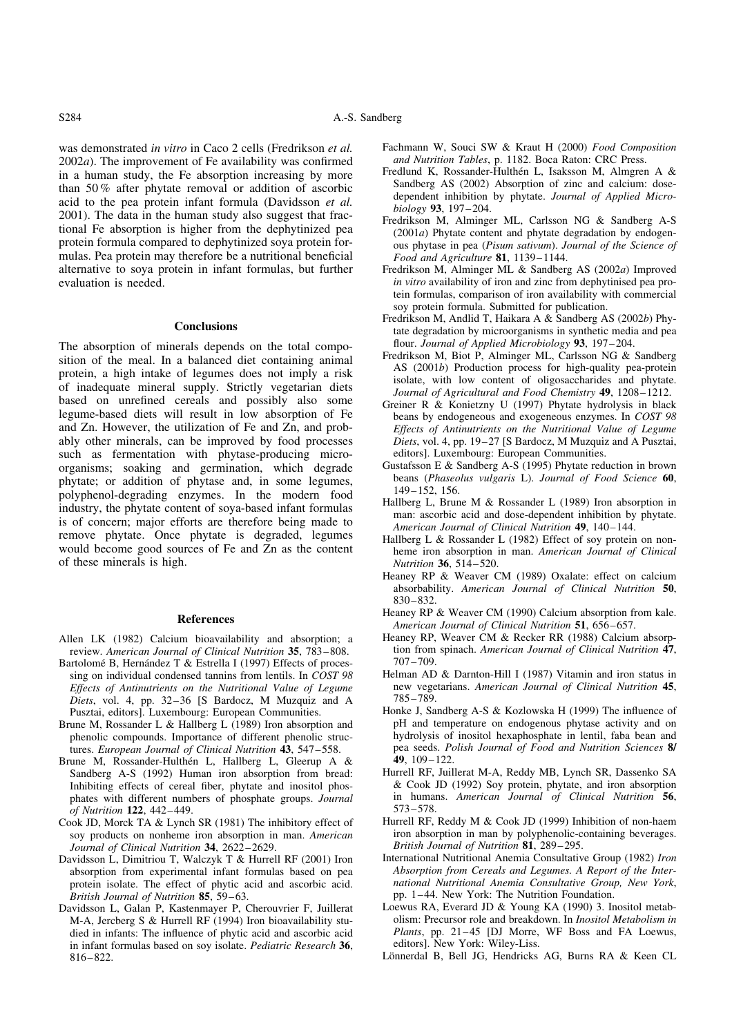was demonstrated *in vitro* in Caco 2 cells (Fredrikson *et al.* 2002*a*). The improvement of Fe availability was confirmed in a human study, the Fe absorption increasing by more than 50 % after phytate removal or addition of ascorbic acid to the pea protein infant formula (Davidsson *et al.* 2001). The data in the human study also suggest that fractional Fe absorption is higher from the dephytinized pea protein formula compared to dephytinized soya protein formulas. Pea protein may therefore be a nutritional beneficial alternative to soya protein in infant formulas, but further evaluation is needed.

## Conclusions

The absorption of minerals depends on the total composition of the meal. In a balanced diet containing animal protein, a high intake of legumes does not imply a risk of inadequate mineral supply. Strictly vegetarian diets based on unrefined cereals and possibly also some legume-based diets will result in low absorption of Fe and Zn. However, the utilization of Fe and Zn, and probably other minerals, can be improved by food processes such as fermentation with phytase-producing microorganisms; soaking and germination, which degrade phytate; or addition of phytase and, in some legumes, polyphenol-degrading enzymes. In the modern food industry, the phytate content of soya-based infant formulas is of concern; major efforts are therefore being made to remove phytate. Once phytate is degraded, legumes would become good sources of Fe and Zn as the content of these minerals is high.

## References

Allen LK (1982) Calcium bioavailability and absorption; a review. *American Journal of Clinical Nutrition* **35**, 783–808.

Bartolomé B, Hernández T & Estrella I (1997) Effects of processing on individual condensed tannins from lentils. In *COST 98 Effects of Antinutrients on the Nutritional Value of Legume Diets*, vol. 4, pp. 32–36 [S Bardocz, M Muzquiz and A Pusztai, editors]. Luxembourg: European Communities.

Brune M, Rossander L & Hallberg L (1989) Iron absorption and phenolic compounds. Importance of different phenolic structures. *European Journal of Clinical Nutrition* **43**, 547–558.

Brune M, Rossander-Hulthén L, Hallberg L, Gleerup A & Sandberg A-S (1992) Human iron absorption from bread: Inhibiting effects of cereal fiber, phytate and inositol phosphates with different numbers of phosphate groups. *Journal of Nutrition* **122**, 442–449.

Cook JD, Morck TA & Lynch SR (1981) The inhibitory effect of soy products on nonheme iron absorption in man. *American Journal of Clinical Nutrition* **34**, 2622–2629.

Davidsson L, Dimitriou T, Walczyk T & Hurrell RF (2001) Iron absorption from experimental infant formulas based on pea protein isolate. The effect of phytic acid and ascorbic acid. *British Journal of Nutrition* **85**, 59–63.

Davidsson L, Galan P, Kastenmayer P, Cherouvrier F, Juillerat M-A, Jercberg S & Hurrell RF (1994) Iron bioavailability studied in infants: The influence of phytic acid and ascorbic acid in infant formulas based on soy isolate. *Pediatric Research* **36**, 816–822.

Fachmann W, Souci SW & Kraut H (2000) *Food Composition and Nutrition Tables*, p. 1182. Boca Raton: CRC Press.

Fredlund K, Rossander-Hulthén L, Isaksson M, Almgren A & Sandberg AS (2002) Absorption of zinc and calcium: dose-dependent inhibition by phytate. *Journal of Applied Microbiology* **93**, 197–204.

Fredrikson M, Alminger ML, Carlsson NG & Sandberg A-S (2001*a*) Phytate content and phytate degradation by endogenous phytase in pea (*Pisum sativum*). *Journal of the Science of Food and Agriculture* **81**, 1139–1144.

Fredrikson M, Alminger ML & Sandberg AS (2002*a*) Improved *in vitro* availability of iron and zinc from dephytinised pea protein formulas, comparison of iron availability with commercial soy protein formula. Submitted for publication.

Fredrikson M, Andlid T, Haikara A & Sandberg AS (2002*b*) Phytate degradation by microorganisms in synthetic media and pea flour. *Journal of Applied Microbiology* **93**, 197–204.

Fredrikson M, Biot P, Alminger ML, Carlsson NG & Sandberg AS (2001*b*) Production process for high-quality pea-protein isolate, with low content of oligosaccharides and phytate. *Journal of Agricultural and Food Chemistry* **49**, 1208–1212.

Greiner R & Konietzny U (1997) Phytate hydrolysis in black beans by endogeneous and exogeneous enzymes. In *COST 98 Effects of Antinutrients on the Nutritional Value of Legume Diets*, vol. 4, pp. 19–27 [S Bardocz, M Muzquiz and A Pusztai, editors]. Luxembourg: European Communities.

Gustafsson E & Sandberg A-S (1995) Phytate reduction in brown beans (*Phaseolus vulgaris* L). *Journal of Food Science* **60**, 149–152, 156.

Hallberg L, Brune M & Rossander L (1989) Iron absorption in man: ascorbic acid and dose-dependent inhibition by phytate. *American Journal of Clinical Nutrition* **49**, 140–144.

Hallberg L & Rossander L (1982) Effect of soy protein on nonheme iron absorption in man. *American Journal of Clinical Nutrition* **36**, 514–520.

Heaney RP & Weaver CM (1989) Oxalate: effect on calcium absorbability. *American Journal of Clinical Nutrition* **50**, 830–832.

Heaney RP & Weaver CM (1990) Calcium absorption from kale. *American Journal of Clinical Nutrition* **51**, 656–657.

Heaney RP, Weaver CM & Recker RR (1988) Calcium absorption from spinach. *American Journal of Clinical Nutrition* **47**, 707–709.

Helman AD & Darnton-Hill I (1987) Vitamin and iron status in new vegetarians. *American Journal of Clinical Nutrition* **45**, 785–789.

Honke J, Sandberg A-S & Kozlowska H (1999) The influence of pH and temperature on endogenous phytase activity and on hydrolysis of inositol hexaphosphate in lentil, faba bean and pea seeds. *Polish Journal of Food and Nutrition Sciences* **8/49**, 109–122.

Hurrell RF, Juillerat M-A, Reddy MB, Lynch SR, Dassenko SA & Cook JD (1992) Soy protein, phytate, and iron absorption in humans. *American Journal of Clinical Nutrition* **56**, 573–578.

Hurrell RF, Reddy M & Cook JD (1999) Inhibition of non-haem iron absorption in man by polyphenolic-containing beverages. *British Journal of Nutrition* **81**, 289–295.

International Nutritional Anemia Consultative Group (1982) *Iron Absorption from Cereals and Legumes. A Report of the International Nutritional Anemia Consultative Group, New York*, pp. 1–44. New York: The Nutrition Foundation.

Loewus RA, Everard JD & Young KA (1990) 3. Inositol metabolism: Precursor role and breakdown. In *Inositol Metabolism in Plants*, pp. 21–45 [DJ Morre, WF Boss and FA Loewus, editors]. New York: Wiley-Liss.

Lönnerdal B, Bell JG, Hendricks AG, Burns RA & Keen CL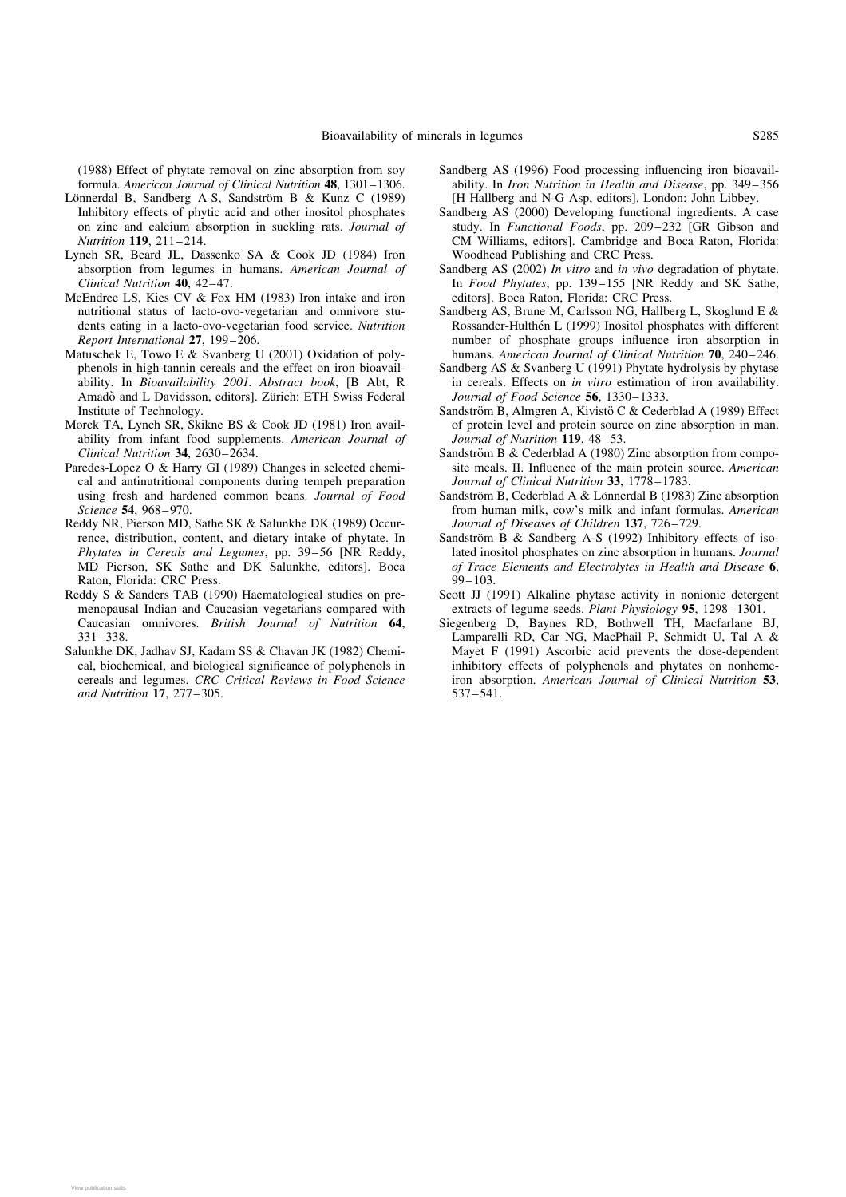(1988) Effect of phytate removal on zinc absorption from soy formula. *American Journal of Clinical Nutrition* **48**, 1301–1306.

Lönnerdal B, Sandberg A-S, Sandström B & Kunz C (1989) Inhibitory effects of phytic acid and other inositol phosphates on zinc and calcium absorption in suckling rats. *Journal of Nutrition* **119**, 211–214.

Lynch SR, Beard JL, Dassenko SA & Cook JD (1984) Iron absorption from legumes in humans. *American Journal of Clinical Nutrition* **40**, 42–47.

McEndree LS, Kies CV & Fox HM (1983) Iron intake and iron nutritional status of lacto-ovo-vegetarian and omnivore students eating in a lacto-ovo-vegetarian food service. *Nutrition Report International* **27**, 199–206.

Matuschek E, Towo E & Svanberg U (2001) Oxidation of polyphenols in high-tannin cereals and the effect on iron bioavailability. In *Bioavailability 2001. Abstract book*, [B Abt, R Amadò and L Davidsson, editors]. Zürich: ETH Swiss Federal Institute of Technology.

Morck TA, Lynch SR, Skikne BS & Cook JD (1981) Iron availability from infant food supplements. *American Journal of Clinical Nutrition* **34**, 2630–2634.

Paredes-Lopez O & Harry GI (1989) Changes in selected chemical and antinutritional components during tempeh preparation using fresh and hardened common beans. *Journal of Food Science* **54**, 968–970.

Reddy NR, Pierson MD, Sathe SK & Salunkhe DK (1989) Occurrence, distribution, content, and dietary intake of phytate. In *Phytates in Cereals and Legumes*, pp. 39–56 [NR Reddy, MD Pierson, SK Sathe and DK Salunkhe, editors]. Boca Raton, Florida: CRC Press.

Reddy S & Sanders TAB (1990) Haematological studies on premenopausal Indian and Caucasian vegetarians compared with Caucasian omnivores. *British Journal of Nutrition* **64**, 331–338.

Salunkhe DK, Jadhav SJ, Kadam SS & Chavan JK (1982) Chemical, biochemical, and biological significance of polyphenols in cereals and legumes. *CRC Critical Reviews in Food Science and Nutrition* **17**, 277–305.

Sandberg AS (1996) Food processing influencing iron bioavailability. In *Iron Nutrition in Health and Disease*, pp. 349–356 [H Hallberg and N-G Asp, editors]. London: John Libbey.

Sandberg AS (2000) Developing functional ingredients. A case study. In *Functional Foods*, pp. 209–232 [GR Gibson and CM Williams, editors]. Cambridge and Boca Raton, Florida: Woodhead Publishing and CRC Press.

Sandberg AS (2002) *In vitro* and *in vivo* degradation of phytate. In *Food Phytates*, pp. 139–155 [NR Reddy and SK Sathe, editors]. Boca Raton, Florida: CRC Press.

Sandberg AS, Brune M, Carlsson NG, Hallberg L, Skoglund E & Rossander-Hulthén L (1999) Inositol phosphates with different number of phosphate groups influence iron absorption in humans. *American Journal of Clinical Nutrition* **70**, 240–246.

Sandberg AS & Svanberg U (1991) Phytate hydrolysis by phytase in cereals. Effects on *in vitro* estimation of iron availability. *Journal of Food Science* **56**, 1330–1333.

Sandström B, Almgren A, Kivistö C & Cederblad A (1989) Effect of protein level and protein source on zinc absorption in man. *Journal of Nutrition* **119**, 48–53.

Sandström B & Cederblad A (1980) Zinc absorption from composite meals. II. Influence of the main protein source. *American Journal of Clinical Nutrition* **33**, 1778–1783.

Sandström B, Cederblad A & Lönnerdal B (1983) Zinc absorption from human milk, cow's milk and infant formulas. *American Journal of Diseases of Children* **137**, 726–729.

Sandström B & Sandberg A-S (1992) Inhibitory effects of isolated inositol phosphates on zinc absorption in humans. *Journal of Trace Elements and Electrolytes in Health and Disease* **6**, 99–103.

Scott JJ (1991) Alkaline phytase activity in nonionic detergent extracts of legume seeds. *Plant Physiology* **95**, 1298–1301.

Siegenberg D, Baynes RD, Bothwell TH, Macfarlane BJ, Lamparelli RD, Car NG, MacPhail P, Schmidt U, Tal A & Mayet F (1991) Ascorbic acid prevents the dose-dependent inhibitory effects of polyphenols and phytates on nonheme-iron absorption. *American Journal of Clinical Nutrition* **53**, 537–541.